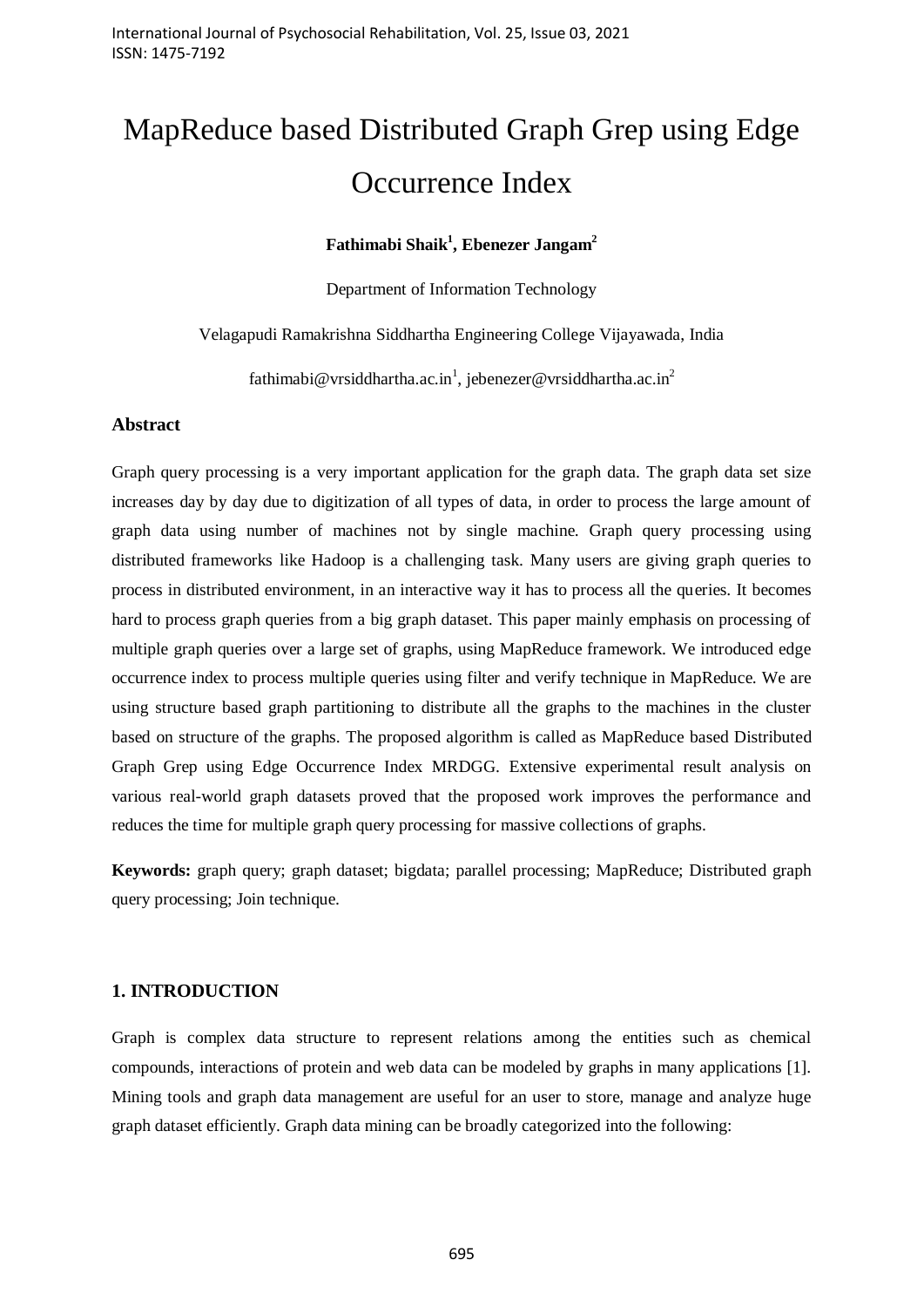# MapReduce based Distributed Graph Grep using Edge Occurrence Index

**Fathimabi Shaik[1], Ebenezer Jangam[2]**

Department of Information Technology

Velagapudi Ramakrishna Siddhartha Engineering College Vijayawada, India

fathimabi@vrsiddhartha.ac.in[1], jebenezer@vrsiddhartha.ac.in[2]

## Abstract

Graph query processing is a very important application for the graph data. The graph data set size increases day by day due to digitization of all types of data, in order to process the large amount of graph data using number of machines not by single machine. Graph query processing using distributed frameworks like Hadoop is a challenging task. Many users are giving graph queries to process in distributed environment, in an interactive way it has to process all the queries. It becomes hard to process graph queries from a big graph dataset. This paper mainly emphasis on processing of multiple graph queries over a large set of graphs, using MapReduce framework. We introduced edge occurrence index to process multiple queries using filter and verify technique in MapReduce. We are using structure based graph partitioning to distribute all the graphs to the machines in the cluster based on structure of the graphs. The proposed algorithm is called as MapReduce based Distributed Graph Grep using Edge Occurrence Index MRDGG. Extensive experimental result analysis on various real-world graph datasets proved that the proposed work improves the performance and reduces the time for multiple graph query processing for massive collections of graphs.

**Keywords:** graph query; graph dataset; bigdata; parallel processing; MapReduce; Distributed graph query processing; Join technique.

## 1. INTRODUCTION

Graph is complex data structure to represent relations among the entities such as chemical compounds, interactions of protein and web data can be modeled by graphs in many applications [1]. Mining tools and graph data management are useful for an user to store, manage and analyze huge graph dataset efficiently. Graph data mining can be broadly categorized into the following: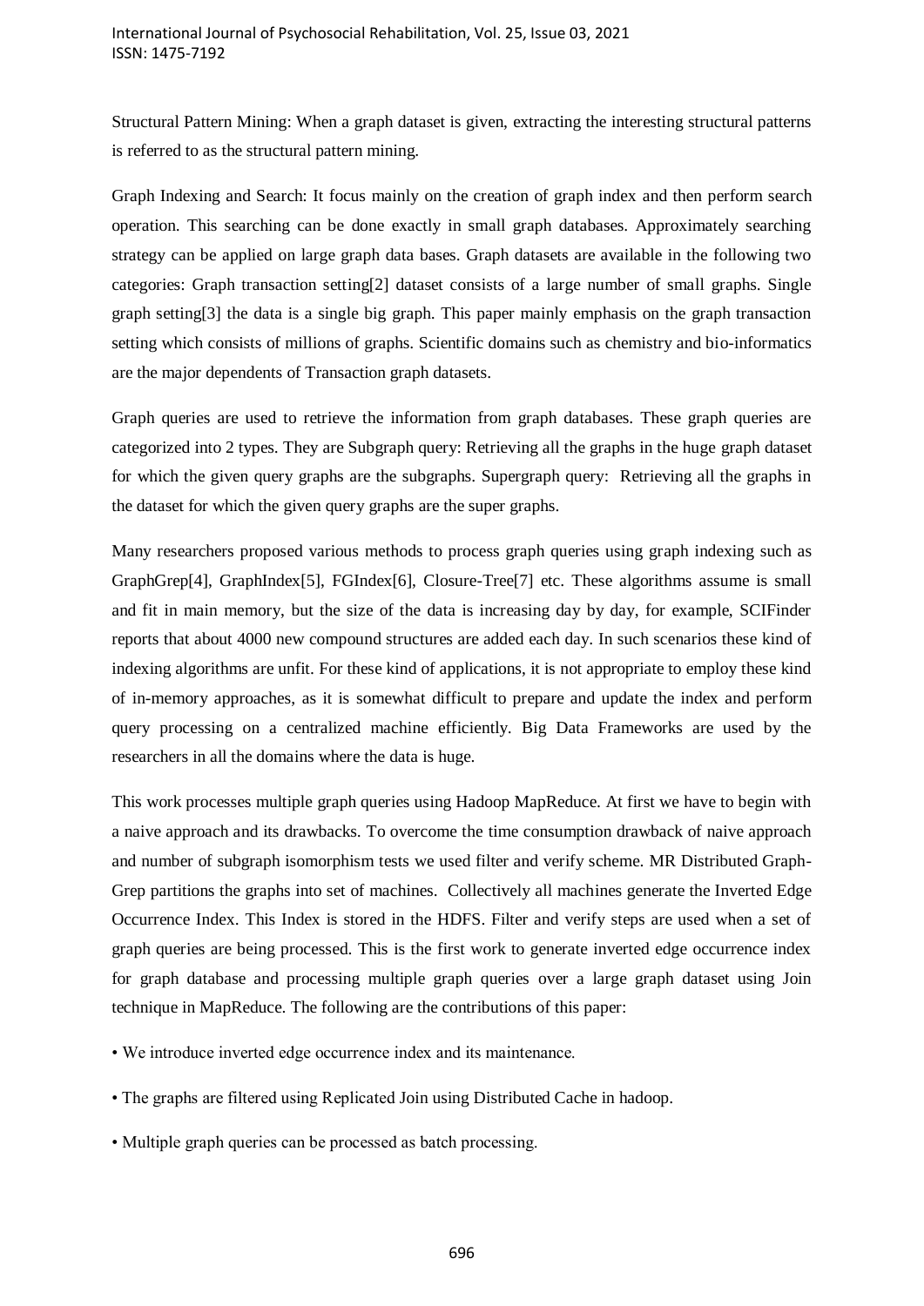Structural Pattern Mining: When a graph dataset is given, extracting the interesting structural patterns is referred to as the structural pattern mining.

Graph Indexing and Search: It focus mainly on the creation of graph index and then perform search operation. This searching can be done exactly in small graph databases. Approximately searching strategy can be applied on large graph data bases. Graph datasets are available in the following two categories: Graph transaction setting[2] dataset consists of a large number of small graphs. Single graph setting[3] the data is a single big graph. This paper mainly emphasis on the graph transaction setting which consists of millions of graphs. Scientific domains such as chemistry and bio-informatics are the major dependents of Transaction graph datasets.

Graph queries are used to retrieve the information from graph databases. These graph queries are categorized into 2 types. They are Subgraph query: Retrieving all the graphs in the huge graph dataset for which the given query graphs are the subgraphs. Supergraph query: Retrieving all the graphs in the dataset for which the given query graphs are the super graphs.

Many researchers proposed various methods to process graph queries using graph indexing such as GraphGrep[4], GraphIndex[5], FGIndex[6], Closure-Tree[7] etc. These algorithms assume is small and fit in main memory, but the size of the data is increasing day by day, for example, SCIFinder reports that about 4000 new compound structures are added each day. In such scenarios these kind of indexing algorithms are unfit. For these kind of applications, it is not appropriate to employ these kind of in-memory approaches, as it is somewhat difficult to prepare and update the index and perform query processing on a centralized machine efficiently. Big Data Frameworks are used by the researchers in all the domains where the data is huge.

This work processes multiple graph queries using Hadoop MapReduce. At first we have to begin with a naive approach and its drawbacks. To overcome the time consumption drawback of naive approach and number of subgraph isomorphism tests we used filter and verify scheme. MR Distributed Graph-Grep partitions the graphs into set of machines. Collectively all machines generate the Inverted Edge Occurrence Index. This Index is stored in the HDFS. Filter and verify steps are used when a set of graph queries are being processed. This is the first work to generate inverted edge occurrence index for graph database and processing multiple graph queries over a large graph dataset using Join technique in MapReduce. The following are the contributions of this paper:

- We introduce inverted edge occurrence index and its maintenance.
- The graphs are filtered using Replicated Join using Distributed Cache in hadoop.
- Multiple graph queries can be processed as batch processing.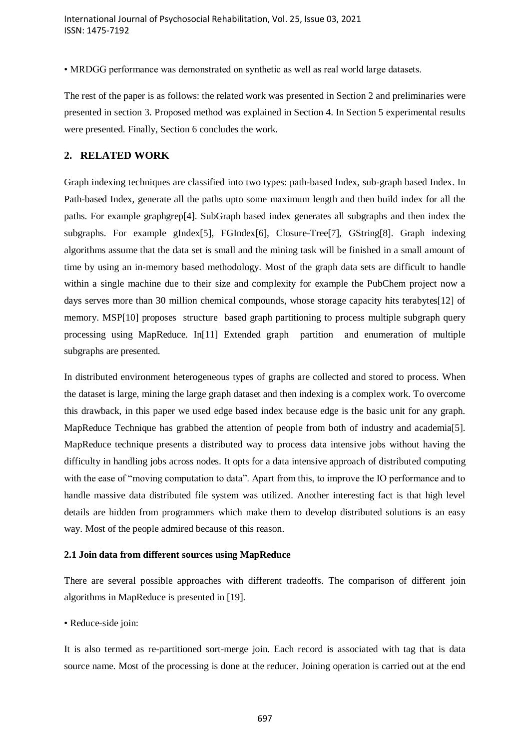• MRDGG performance was demonstrated on synthetic as well as real world large datasets.

The rest of the paper is as follows: the related work was presented in Section 2 and preliminaries were presented in section 3. Proposed method was explained in Section 4. In Section 5 experimental results were presented. Finally, Section 6 concludes the work.

## 2. RELATED WORK

Graph indexing techniques are classified into two types: path-based Index, sub-graph based Index. In Path-based Index, generate all the paths upto some maximum length and then build index for all the paths. For example graphgrep[4]. SubGraph based index generates all subgraphs and then index the subgraphs. For example gIndex[5], FGIndex[6], Closure-Tree[7], GString[8]. Graph indexing algorithms assume that the data set is small and the mining task will be finished in a small amount of time by using an in-memory based methodology. Most of the graph data sets are difficult to handle within a single machine due to their size and complexity for example the PubChem project now a days serves more than 30 million chemical compounds, whose storage capacity hits terabytes[12] of memory. MSP[10] proposes structure based graph partitioning to process multiple subgraph query processing using MapReduce. In[11] Extended graph partition and enumeration of multiple subgraphs are presented.

In distributed environment heterogeneous types of graphs are collected and stored to process. When the dataset is large, mining the large graph dataset and then indexing is a complex work. To overcome this drawback, in this paper we used edge based index because edge is the basic unit for any graph. MapReduce Technique has grabbed the attention of people from both of industry and academia[5]. MapReduce technique presents a distributed way to process data intensive jobs without having the difficulty in handling jobs across nodes. It opts for a data intensive approach of distributed computing with the ease of "moving computation to data". Apart from this, to improve the IO performance and to handle massive data distributed file system was utilized. Another interesting fact is that high level details are hidden from programmers which make them to develop distributed solutions is an easy way. Most of the people admired because of this reason.

### 2.1 Join data from different sources using MapReduce

There are several possible approaches with different tradeoffs. The comparison of different join algorithms in MapReduce is presented in [19].

• Reduce-side join:

It is also termed as re-partitioned sort-merge join. Each record is associated with tag that is data source name. Most of the processing is done at the reducer. Joining operation is carried out at the end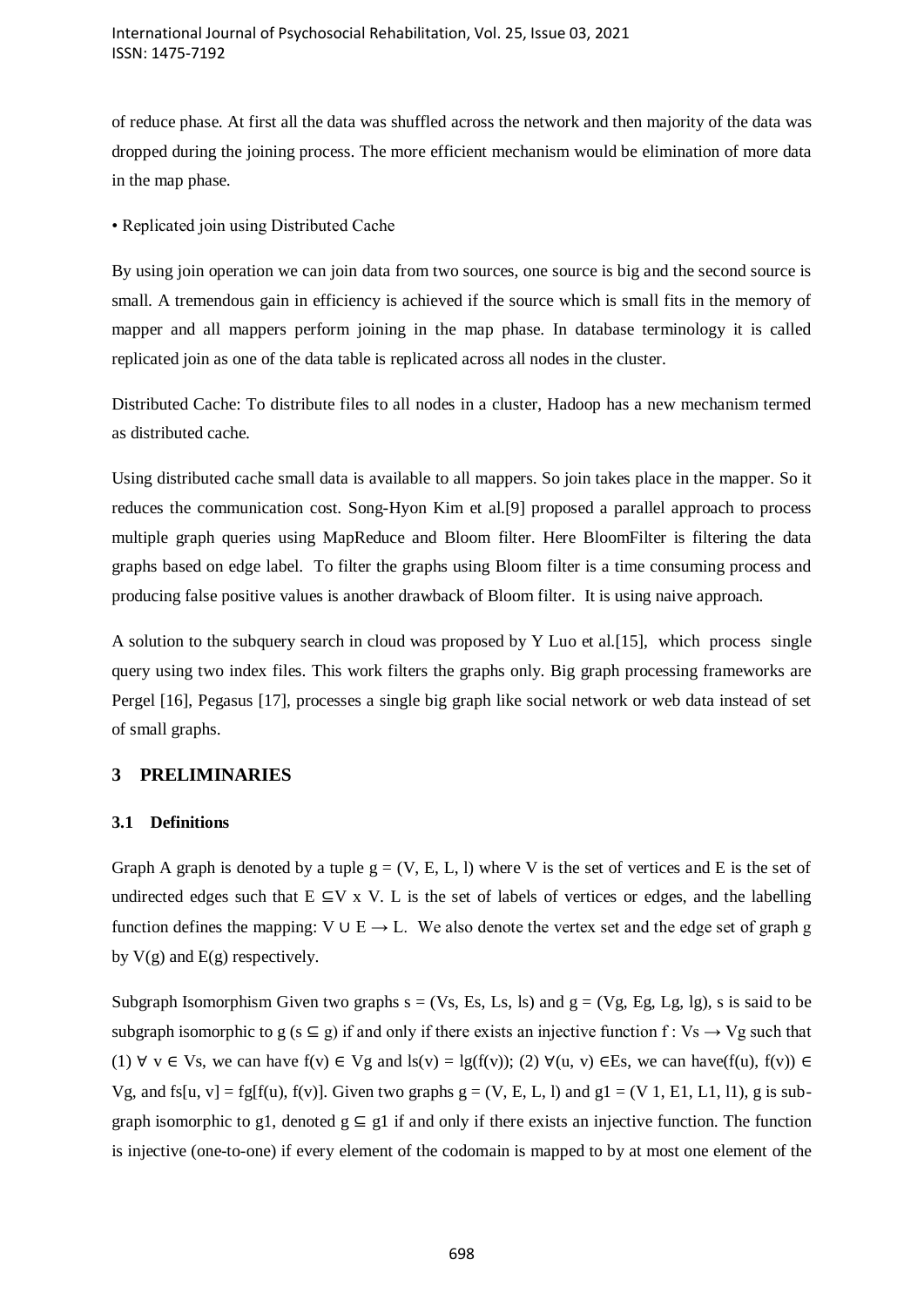of reduce phase. At first all the data was shuffled across the network and then majority of the data was dropped during the joining process. The more efficient mechanism would be elimination of more data in the map phase.

• Replicated join using Distributed Cache

By using join operation we can join data from two sources, one source is big and the second source is small. A tremendous gain in efficiency is achieved if the source which is small fits in the memory of mapper and all mappers perform joining in the map phase. In database terminology it is called replicated join as one of the data table is replicated across all nodes in the cluster.

Distributed Cache: To distribute files to all nodes in a cluster, Hadoop has a new mechanism termed as distributed cache.

Using distributed cache small data is available to all mappers. So join takes place in the mapper. So it reduces the communication cost. Song-Hyon Kim et al.[9] proposed a parallel approach to process multiple graph queries using MapReduce and Bloom filter. Here BloomFilter is filtering the data graphs based on edge label. To filter the graphs using Bloom filter is a time consuming process and producing false positive values is another drawback of Bloom filter. It is using naive approach.

A solution to the subquery search in cloud was proposed by Y Luo et al.[15], which process single query using two index files. This work filters the graphs only. Big graph processing frameworks are Pergel [16], Pegasus [17], processes a single big graph like social network or web data instead of set of small graphs.

## 3 PRELIMINARIES

### 3.1 Definitions

Graph A graph is denoted by a tuple $g = (V, E, L, l)$ where V is the set of vertices and E is the set of undirected edges such that $E \subseteq V \times V$. L is the set of labels of vertices or edges, and the labelling function defines the mapping: $V \cup E \rightarrow L$. We also denote the vertex set and the edge set of graph g by V(g) and E(g) respectively.

Subgraph Isomorphism Given two graphs $s = (Vs, Es, Ls, ls)$ and $g = (Vg, Eg, Lg, lg)$, s is said to be subgraph isomorphic to g ($s \subseteq g$) if and only if there exists an injective function $f : Vs \rightarrow Vg$ such that (1) $\forall\ v \in Vs$, we can have $f(v) \in Vg$ and $ls(v) = lg(f(v))$; (2) $\forall (u, v) \in Es$, we can have $(f(u), f(v)) \in Vg$, and $fs[u, v] = fg[f(u), f(v)]$. Given two graphs $g = (V, E, L, l)$ and $g1 = (V1, E1, L1, l1)$, g is sub-graph isomorphic to g1, denoted $g \subseteq g1$ if and only if there exists an injective function. The function is injective (one-to-one) if every element of the codomain is mapped to by at most one element of the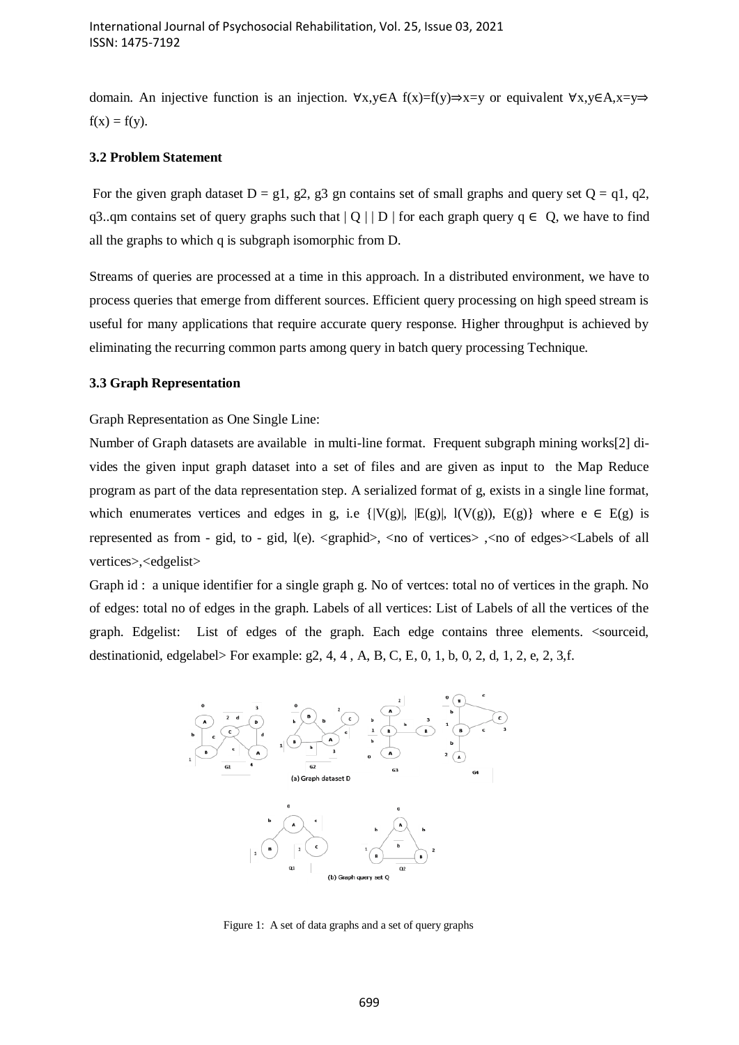domain. An injective function is an injection. $\forall x,y \in A$ $f(x)=f(y) \Rightarrow x=y$ or equivalent $\forall x,y \in A, x=y \Rightarrow f(x) = f(y)$.

### 3.2 Problem Statement

For the given graph dataset D = g1, g2, g3 gn contains set of small graphs and query set Q = q1, q2, q3..qm contains set of query graphs such that | Q | | D | for each graph query $q \in Q$, we have to find all the graphs to which q is subgraph isomorphic from D.

Streams of queries are processed at a time in this approach. In a distributed environment, we have to process queries that emerge from different sources. Efficient query processing on high speed stream is useful for many applications that require accurate query response. Higher throughput is achieved by eliminating the recurring common parts among query in batch query processing Technique.

### 3.3 Graph Representation

Graph Representation as One Single Line:

Number of Graph datasets are available in multi-line format. Frequent subgraph mining works[2] divides the given input graph dataset into a set of files and are given as input to the Map Reduce program as part of the data representation step. A serialized format of g, exists in a single line format, which enumerates vertices and edges in g, i.e $\{|V(g)|, |E(g)|, l(V(g)), E(g)\}$ where $e \in E(g)$ is represented as from - gid, to - gid, l(e). <graphid>, <no of vertices> ,<no of edges><Labels of all vertices>,<edgelist>

Graph id : a unique identifier for a single graph g. No of vertces: total no of vertices in the graph. No of edges: total no of edges in the graph. Labels of all vertices: List of Labels of all the vertices of the graph. Edgelist: List of edges of the graph. Each edge contains three elements. <sourceid, destinationid, edgelabel> For example: g2, 4, 4 , A, B, C, E, 0, 1, b, 0, 2, d, 1, 2, e, 2, 3,f.

Figure 1: A set of data graphs and a set of query graphs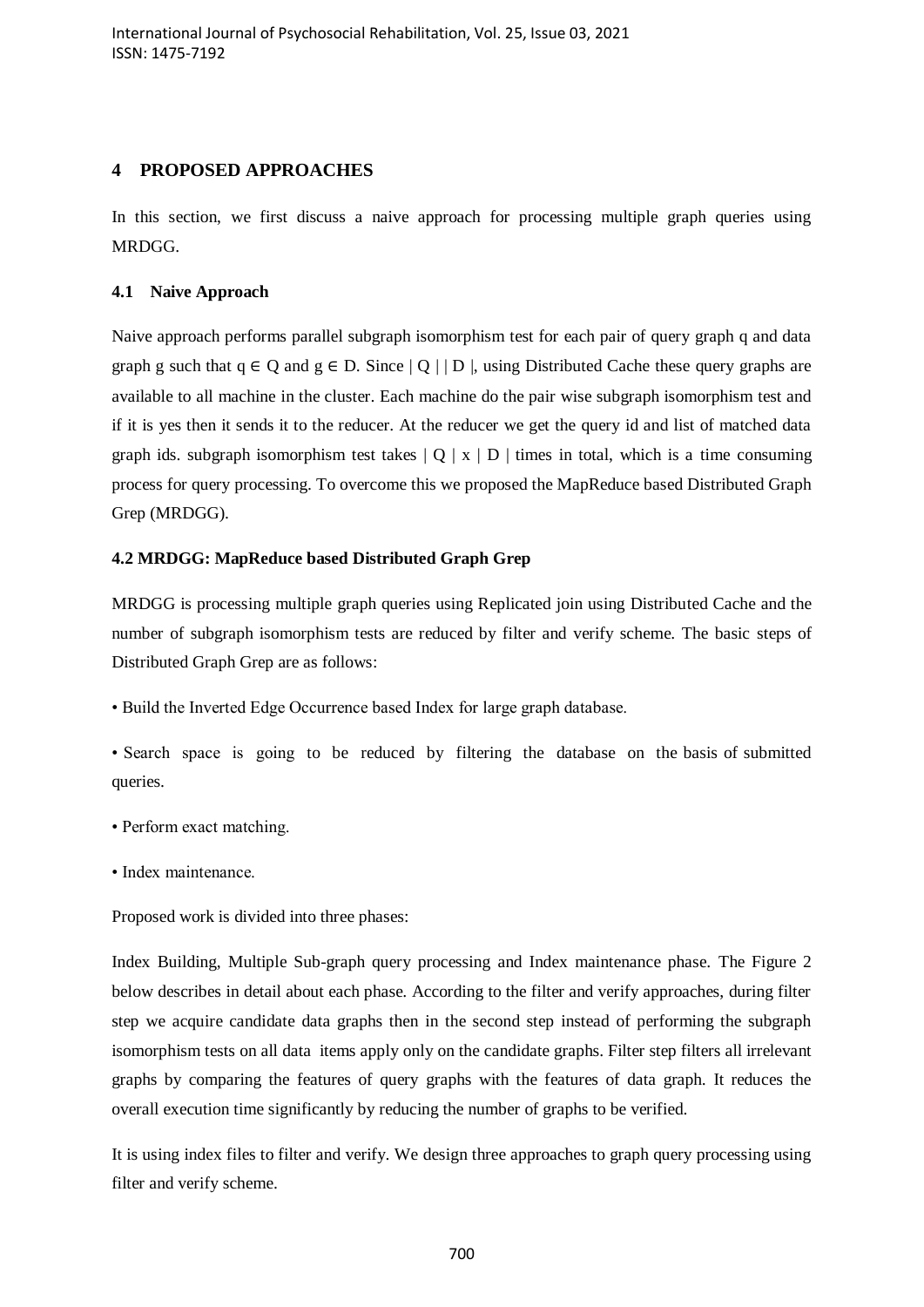## 4 PROPOSED APPROACHES

In this section, we first discuss a naive approach for processing multiple graph queries using MRDGG.

### 4.1 Naive Approach

Naive approach performs parallel subgraph isomorphism test for each pair of query graph q and data graph g such that $q \in Q$ and $g \in D$. Since $| Q | | D |$, using Distributed Cache these query graphs are available to all machine in the cluster. Each machine do the pair wise subgraph isomorphism test and if it is yes then it sends it to the reducer. At the reducer we get the query id and list of matched data graph ids. subgraph isomorphism test takes $| Q | \times | D |$ times in total, which is a time consuming process for query processing. To overcome this we proposed the MapReduce based Distributed Graph Grep (MRDGG).

### 4.2 MRDGG: MapReduce based Distributed Graph Grep

MRDGG is processing multiple graph queries using Replicated join using Distributed Cache and the number of subgraph isomorphism tests are reduced by filter and verify scheme. The basic steps of Distributed Graph Grep are as follows:

- Build the Inverted Edge Occurrence based Index for large graph database.
- Search space is going to be reduced by filtering the database on the basis of submitted queries.
- Perform exact matching.
- Index maintenance.

Proposed work is divided into three phases:

Index Building, Multiple Sub-graph query processing and Index maintenance phase. The Figure 2 below describes in detail about each phase. According to the filter and verify approaches, during filter step we acquire candidate data graphs then in the second step instead of performing the subgraph isomorphism tests on all data items apply only on the candidate graphs. Filter step filters all irrelevant graphs by comparing the features of query graphs with the features of data graph. It reduces the overall execution time significantly by reducing the number of graphs to be verified.

It is using index files to filter and verify. We design three approaches to graph query processing using filter and verify scheme.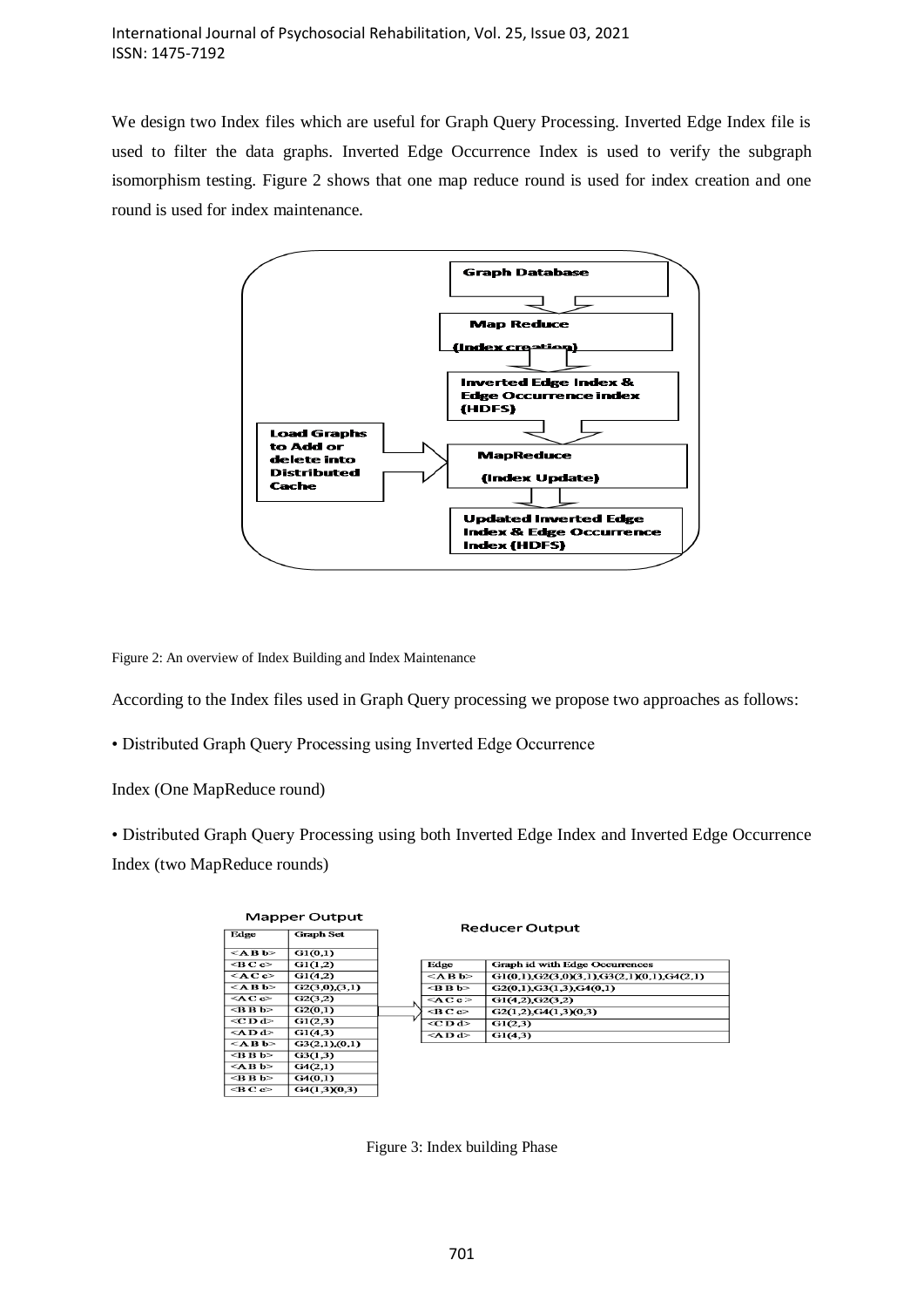We design two Index files which are useful for Graph Query Processing. Inverted Edge Index file is used to filter the data graphs. Inverted Edge Occurrence Index is used to verify the subgraph isomorphism testing. Figure 2 shows that one map reduce round is used for index creation and one round is used for index maintenance.

Figure 2: An overview of Index Building and Index Maintenance

According to the Index files used in Graph Query processing we propose two approaches as follows:

• Distributed Graph Query Processing using Inverted Edge Occurrence

Index (One MapReduce round)

• Distributed Graph Query Processing using both Inverted Edge Index and Inverted Edge Occurrence Index (two MapReduce rounds)

**Mapper Output**

| Edge | Graph Set |
|---|---|
| <A B b> | G1(0,1) |
| <B C c> | G1(1,2) |
| <A C c> | G1(4,2) |
| <A B b> | G2(3,0),(3,1) |
| <A C c> | G2(3,2) |
| <B B b> | G2(0,1) |
| <C D d> | G1(2,3) |
| <A D d> | G1(4,3) |
| <A B b> | G3(2,1),(0,1) |
| <B B b> | G3(1,3) |
| <A B b> | G4(2,1) |
| <B B b> | G4(0,1) |
| <B C c> | G4(1,3)(0,3) |

**Reducer Output**

| Edge | Graph id with Edge Occurrences |
|---|---|
| <A B b> | G1(0,1),G2(3,0)(3,1),G3(2,1)(0,1),G4(2,1) |
| <B B b> | G2(0,1),G3(1,3),G4(0,1) |
| <A C c> | G1(4,2),G2(3,2) |
| <B C c> | G2(1,2),G4(1,3)(0,3) |
| <C D d> | G1(2,3) |
| <A D d> | G1(4,3) |

Figure 3: Index building Phase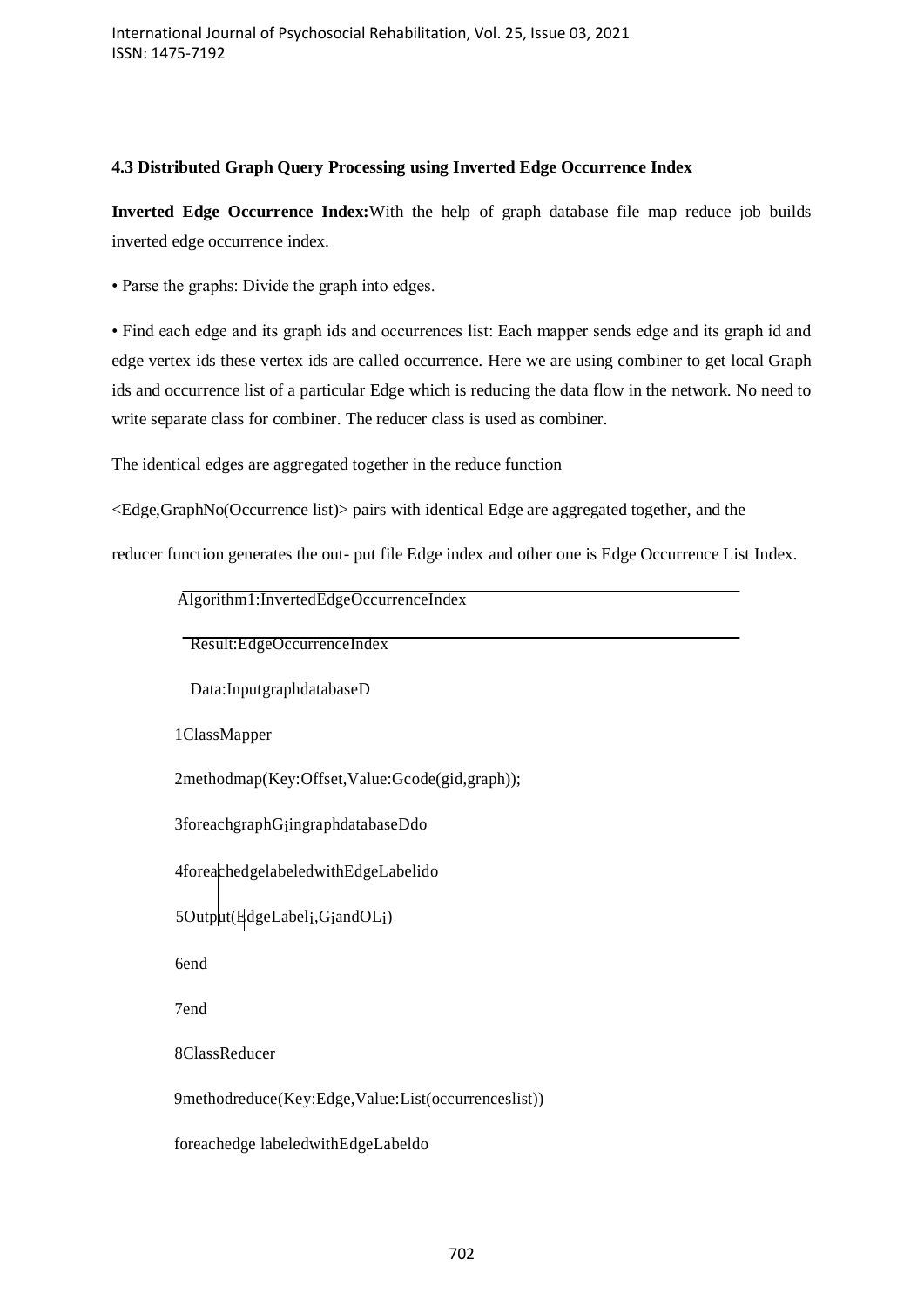### 4.3 Distributed Graph Query Processing using Inverted Edge Occurrence Index

**Inverted Edge Occurrence Index:** With the help of graph database file map reduce job builds inverted edge occurrence index.

- Parse the graphs: Divide the graph into edges.
- Find each edge and its graph ids and occurrences list: Each mapper sends edge and its graph id and edge vertex ids these vertex ids are called occurrence. Here we are using combiner to get local Graph ids and occurrence list of a particular Edge which is reducing the data flow in the network. No need to write separate class for combiner. The reducer class is used as combiner.

The identical edges are aggregated together in the reduce function

<Edge,GraphNo(Occurrence list)> pairs with identical Edge are aggregated together, and the reducer function generates the out- put file Edge index and other one is Edge Occurrence List Index.

```
Algorithm1:InvertedEdgeOccurrenceIndex
Result:EdgeOccurrenceIndex
Data:InputgraphdatabaseD
1ClassMapper
2methodmap(Key:Offset,Value:Gcode(gid,graph));
3foreachgraphGiingraphdatabaseDdo
4foreachedgelabeledwithEdgeLabelido
5Output(EdgeLabeli,GiandOLi)
6end
7end
8ClassReducer
9methodreduce(Key:Edge,Value:List(occurrenceslist))
foreachedge labeledwithEdgeLabeldo
```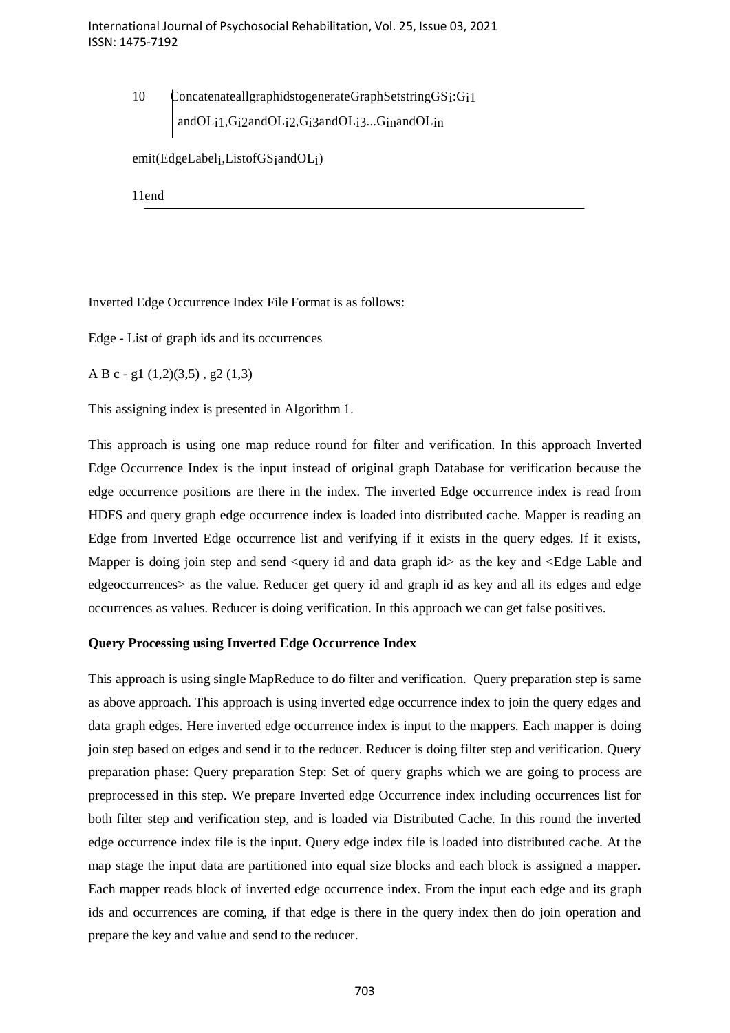10 ConcatenateallgraphidstogenerateGraphSetstring$GS_i$:$G_{i1}$ and$OL_{i1}$,$G_{i2}$and$OL_{i2}$,$G_{i3}$and$OL_{i3}$...$G_{in}$and$OL_{in}$

emit(EdgeLabel$_i$,ListofGS$_i$andOL$_i$)

11end

Inverted Edge Occurrence Index File Format is as follows:

Edge - List of graph ids and its occurrences

A B c - g1 (1,2)(3,5) , g2 (1,3)

This assigning index is presented in Algorithm 1.

This approach is using one map reduce round for filter and verification. In this approach Inverted Edge Occurrence Index is the input instead of original graph Database for verification because the edge occurrence positions are there in the index. The inverted Edge occurrence index is read from HDFS and query graph edge occurrence index is loaded into distributed cache. Mapper is reading an Edge from Inverted Edge occurrence list and verifying if it exists in the query edges. If it exists, Mapper is doing join step and send <query id and data graph id> as the key and <Edge Lable and edgeoccurrences> as the value. Reducer get query id and graph id as key and all its edges and edge occurrences as values. Reducer is doing verification. In this approach we can get false positives.

**Query Processing using Inverted Edge Occurrence Index**

This approach is using single MapReduce to do filter and verification. Query preparation step is same as above approach. This approach is using inverted edge occurrence index to join the query edges and data graph edges. Here inverted edge occurrence index is input to the mappers. Each mapper is doing join step based on edges and send it to the reducer. Reducer is doing filter step and verification. Query preparation phase: Query preparation Step: Set of query graphs which we are going to process are preprocessed in this step. We prepare Inverted edge Occurrence index including occurrences list for both filter step and verification step, and is loaded via Distributed Cache. In this round the inverted edge occurrence index file is the input. Query edge index file is loaded into distributed cache. At the map stage the input data are partitioned into equal size blocks and each block is assigned a mapper. Each mapper reads block of inverted edge occurrence index. From the input each edge and its graph ids and occurrences are coming, if that edge is there in the query index then do join operation and prepare the key and value and send to the reducer.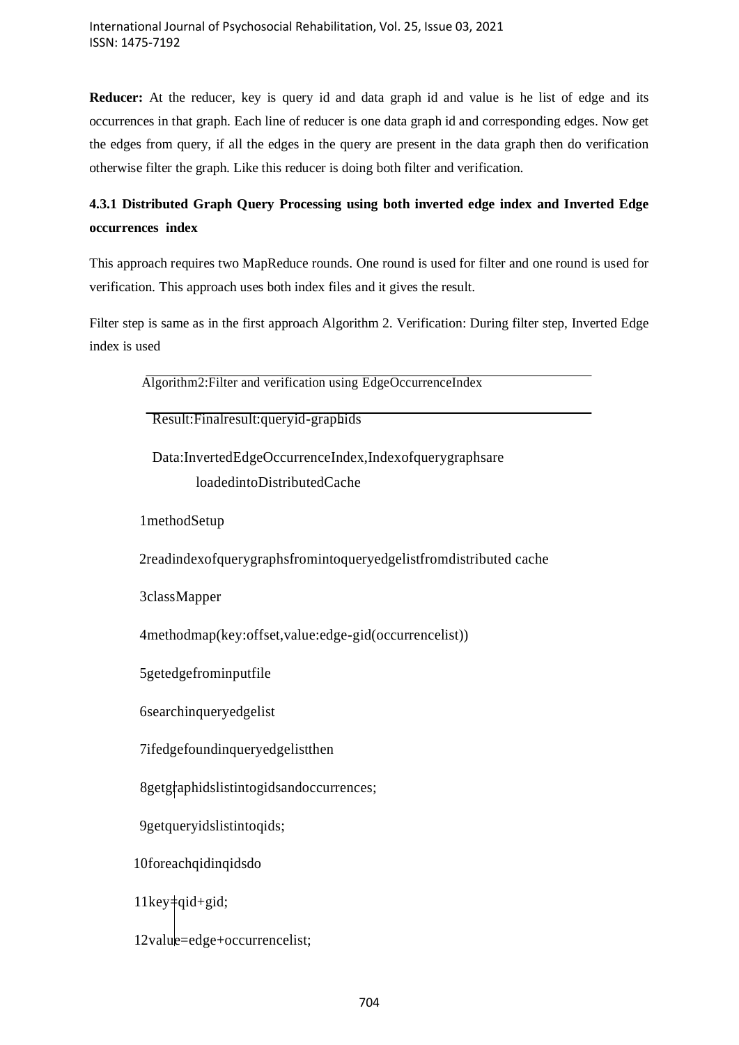**Reducer:** At the reducer, key is query id and data graph id and value is he list of edge and its occurrences in that graph. Each line of reducer is one data graph id and corresponding edges. Now get the edges from query, if all the edges in the query are present in the data graph then do verification otherwise filter the graph. Like this reducer is doing both filter and verification.

### 4.3.1 Distributed Graph Query Processing using both inverted edge index and Inverted Edge occurrences index

This approach requires two MapReduce rounds. One round is used for filter and one round is used for verification. This approach uses both index files and it gives the result.

Filter step is same as in the first approach Algorithm 2. Verification: During filter step, Inverted Edge index is used

```
Algorithm2:Filter and verification using EdgeOccurrenceIndex

Result:Finalresult:queryid-graphids

Data:InvertedEdgeOccurrenceIndex,Indexofquerygraphsare
        loadedintoDistributedCache

1methodSetup

2readindexofquerygraphsfromintoqueryedgelistfromdistributed cache

3classMapper

4methodmap(key:offset,value:edge-gid(occurrencelist))

5getedgefrominputfile

6searchinqueryedgelist

7ifedgefoundinqueryedgelistthen

8getgraphidslistintogidsandoccurrences;

9getqueryidslistintoqids;

10foreachqidinqidsdo

11key=qid+gid;

12value=edge+occurrencelist;
```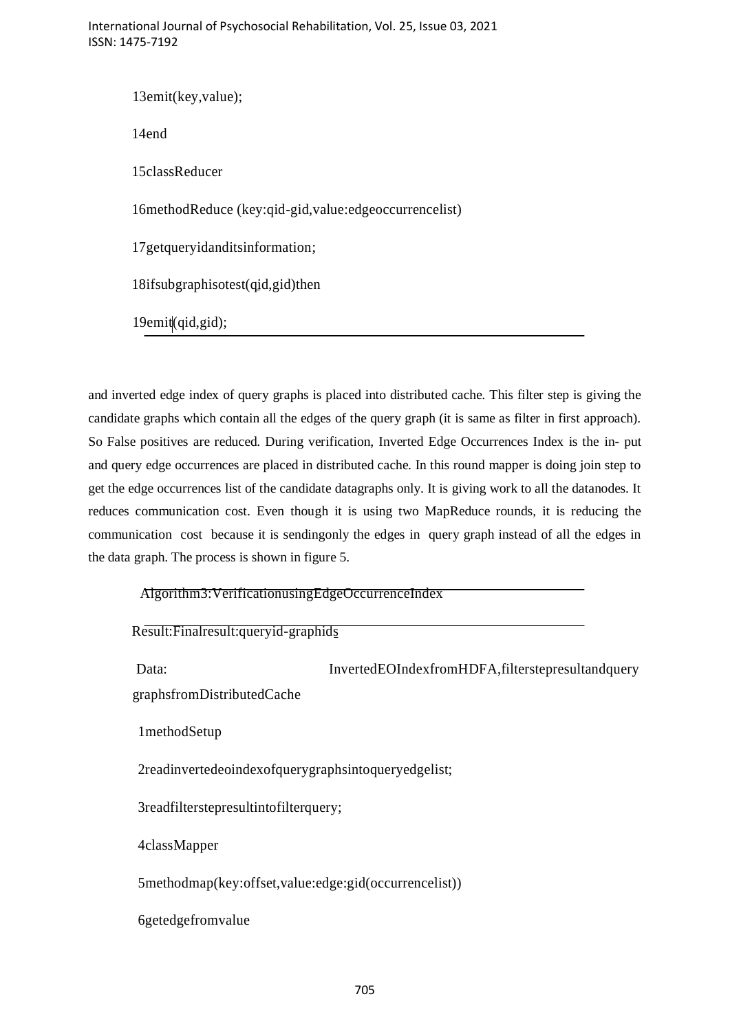```
13emit(key,value);
14end
15classReducer
16methodReduce (key:qid-gid,value:edgeoccurrencelist)
17getqueryidanditsinformation;
18ifsubgraphisotest(qid,gid)then
19emit(qid,gid);
```

and inverted edge index of query graphs is placed into distributed cache. This filter step is giving the candidate graphs which contain all the edges of the query graph (it is same as filter in first approach). So False positives are reduced. During verification, Inverted Edge Occurrences Index is the in- put and query edge occurrences are placed in distributed cache. In this round mapper is doing join step to get the edge occurrences list of the candidate datagraphs only. It is giving work to all the datanodes. It reduces communication cost. Even though it is using two MapReduce rounds, it is reducing the communication cost because it is sendingonly the edges in query graph instead of all the edges in the data graph. The process is shown in figure 5.

```
Algorithm3:VerificationusingEdgeOccurrenceIndex
Result:Finalresult:queryid-graphids
Data: InvertedEOIndexfromHDFA,filterstepresultandquery graphsfromDistributedCache
1methodSetup
2readinvertedeoindexofquerygraphsintoqueryedgelist;
3readfilterstepresultintofilterquery;
4classMapper
5methodmap(key:offset,value:edge:gid(occurrencelist))
6getedgefromvalue
```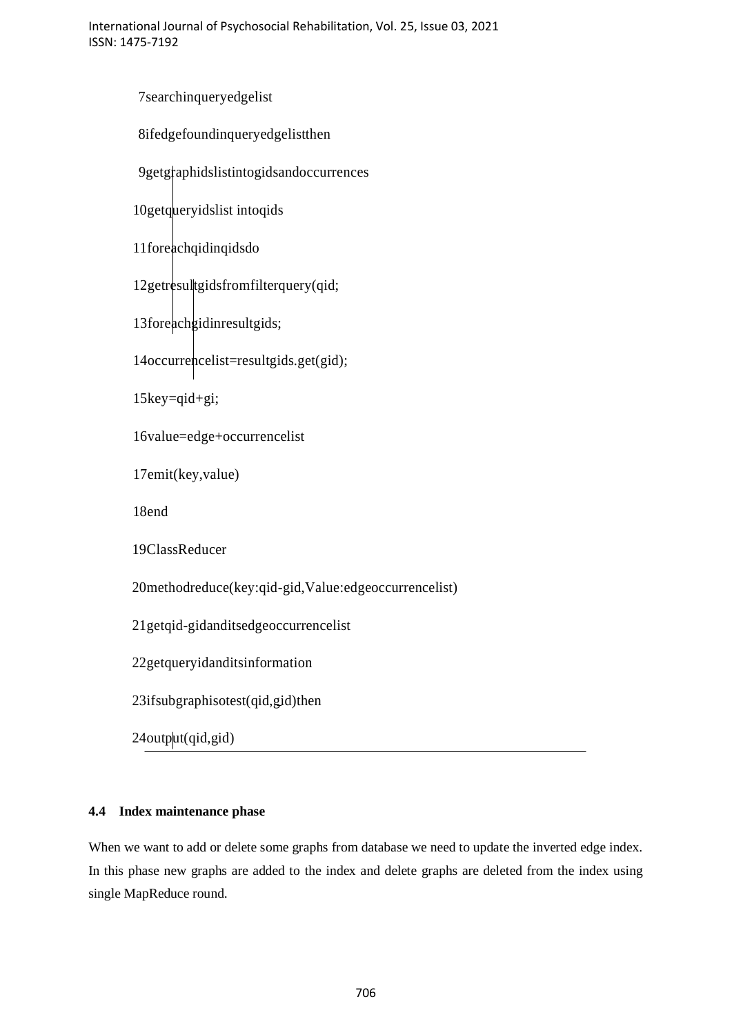```
7searchinqueryedgelist
8ifedgefoundinqueryedgelistthen
9getgraphidslistintogidsandoccurrences
10getqueryidslist intoqids
11foreachqidinqidsdo
12getresultgidsfromfilterquery(qid;
13foreachgidinresultgids;
14occurrencelist=resultgids.get(gid);
15key=qid+gi;
16value=edge+occurrencelist
17emit(key,value)
18end
19ClassReducer
20methodreduce(key:qid-gid,Value:edgeoccurrencelist)
21getqid-gidanditsedgeoccurrencelist
22getqueryidanditsinformation
23ifsubgraphisotest(qid,gid)then
24output(qid,gid)
```

### 4.4 Index maintenance phase

When we want to add or delete some graphs from database we need to update the inverted edge index. In this phase new graphs are added to the index and delete graphs are deleted from the index using single MapReduce round.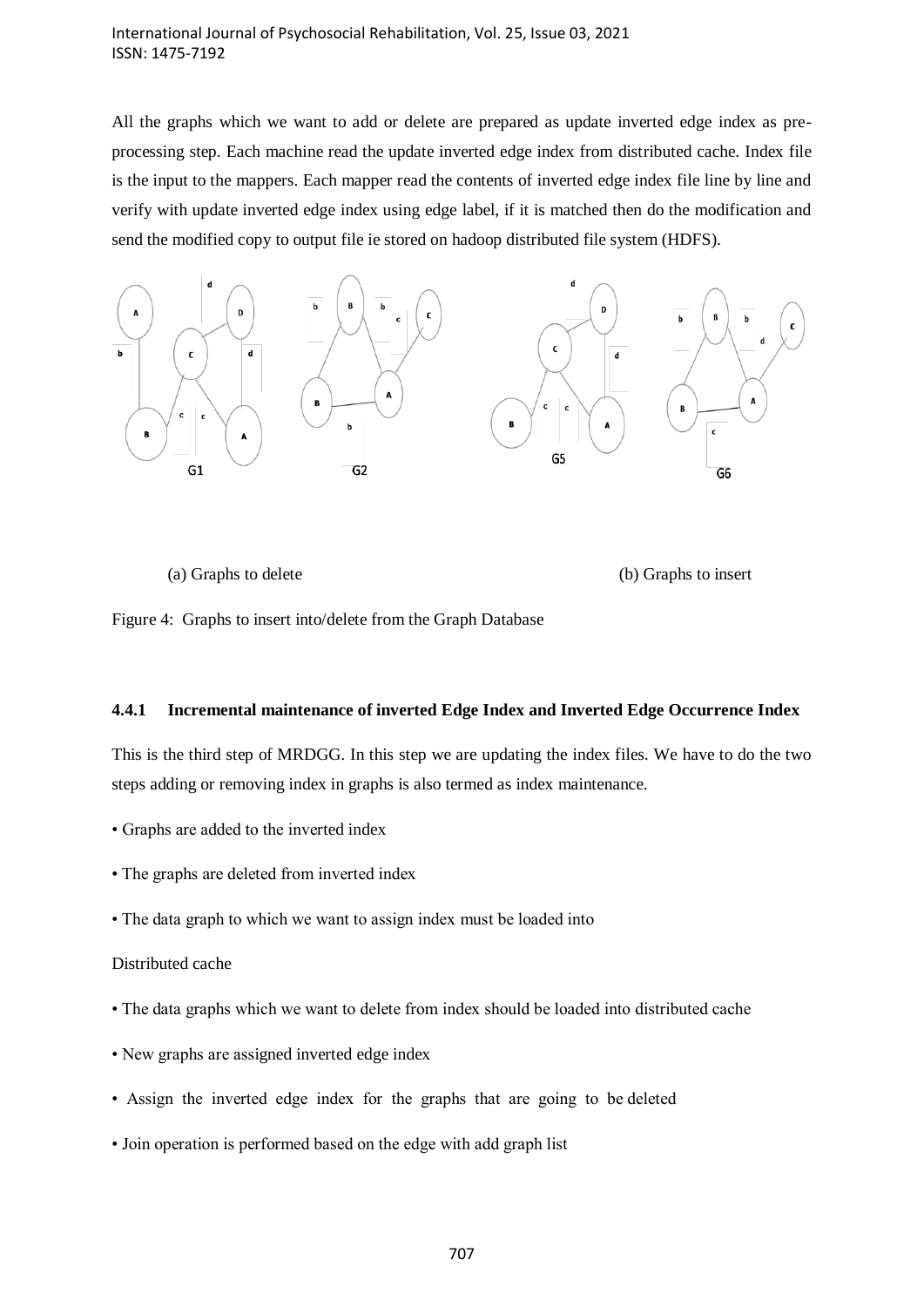All the graphs which we want to add or delete are prepared as update inverted edge index as pre-processing step. Each machine read the update inverted edge index from distributed cache. Index file is the input to the mappers. Each mapper read the contents of inverted edge index file line by line and verify with update inverted edge index using edge label, if it is matched then do the modification and send the modified copy to output file ie stored on hadoop distributed file system (HDFS).

(a) Graphs to delete (b) Graphs to insert

Figure 4: Graphs to insert into/delete from the Graph Database

### 4.4.1 Incremental maintenance of inverted Edge Index and Inverted Edge Occurrence Index

This is the third step of MRDGG. In this step we are updating the index files. We have to do the two steps adding or removing index in graphs is also termed as index maintenance.

- Graphs are added to the inverted index
- The graphs are deleted from inverted index
- The data graph to which we want to assign index must be loaded into

Distributed cache

- The data graphs which we want to delete from index should be loaded into distributed cache
- New graphs are assigned inverted edge index
- Assign the inverted edge index for the graphs that are going to be deleted
- Join operation is performed based on the edge with add graph list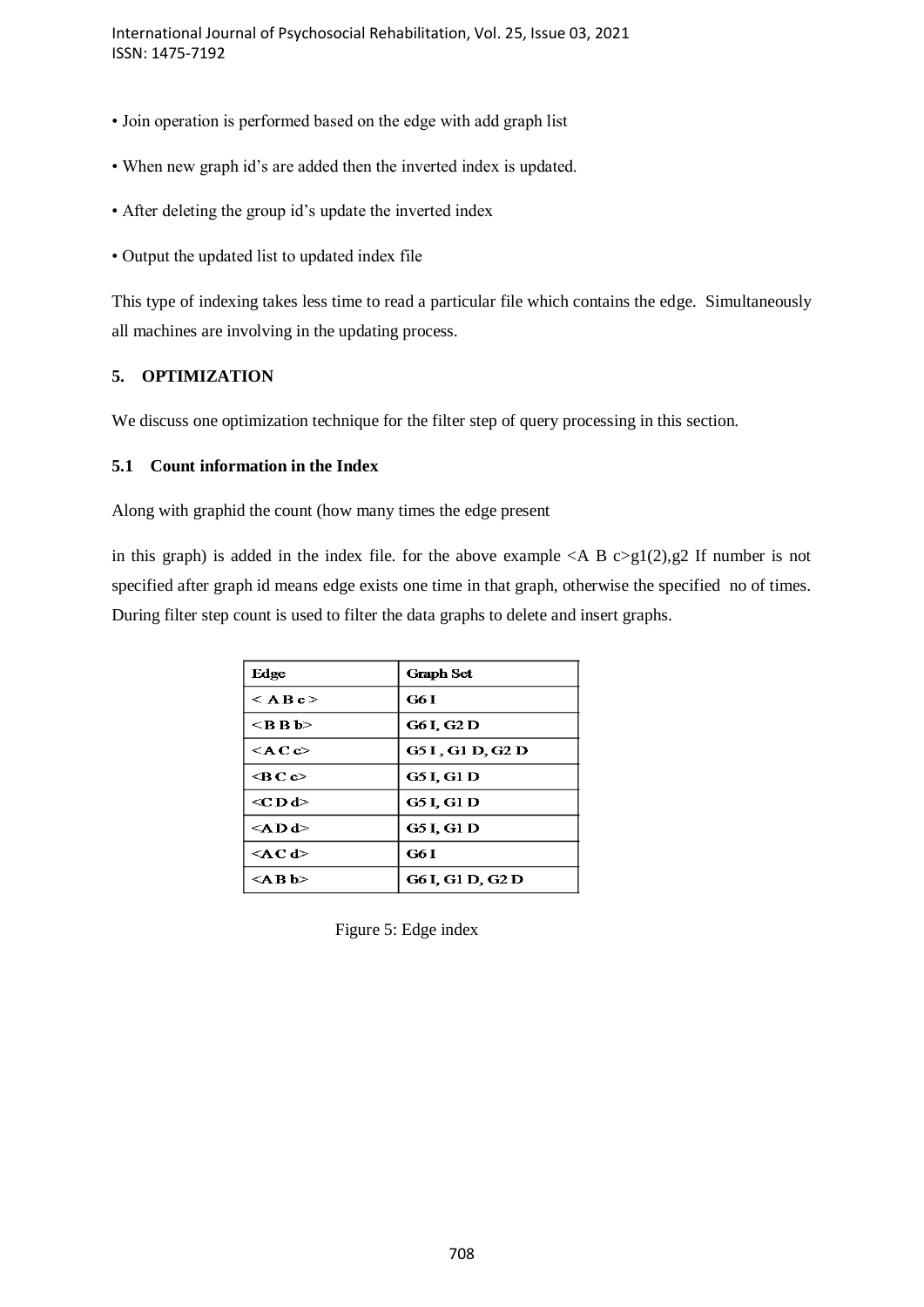• Join operation is performed based on the edge with add graph list

• When new graph id's are added then the inverted index is updated.

• After deleting the group id's update the inverted index

• Output the updated list to updated index file

This type of indexing takes less time to read a particular file which contains the edge. Simultaneously all machines are involving in the updating process.

## 5. OPTIMIZATION

We discuss one optimization technique for the filter step of query processing in this section.

### 5.1 Count information in the Index

Along with graphid the count (how many times the edge present

in this graph) is added in the index file. for the above example <A B c>g1(2),g2 If number is not specified after graph id means edge exists one time in that graph, otherwise the specified no of times. During filter step count is used to filter the data graphs to delete and insert graphs.

| Edge | Graph Set |
|---|---|
| < A B c > | G6 I |
| <B B b> | G6 I, G2 D |
| <A C c> | G5 I , G1 D, G2 D |
| <B C c> | G5 I, G1 D |
| <C D d> | G5 I, G1 D |
| <A D d> | G5 I, G1 D |
| <A C d> | G6 I |
| <A B b> | G6 I, G1 D, G2 D |

Figure 5: Edge index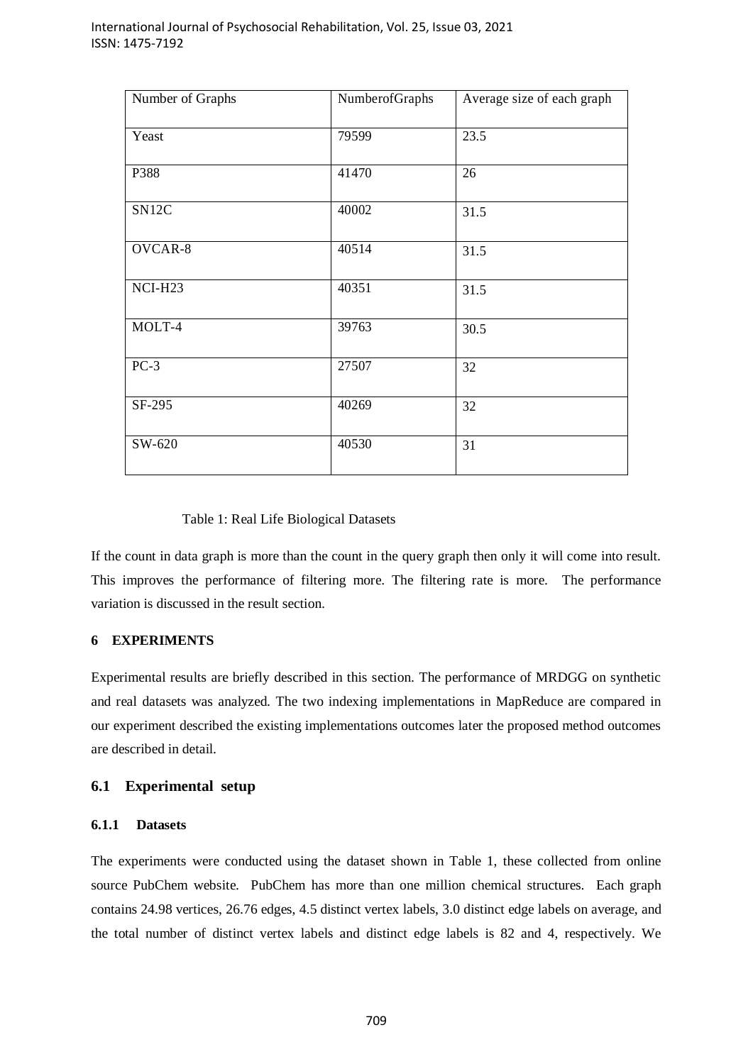| Number of Graphs | NumberofGraphs | Average size of each graph |
| --- | --- | --- |
| Yeast | 79599 | 23.5 |
| P388 | 41470 | 26 |
| SN12C | 40002 | 31.5 |
| OVCAR-8 | 40514 | 31.5 |
| NCI-H23 | 40351 | 31.5 |
| MOLT-4 | 39763 | 30.5 |
| PC-3 | 27507 | 32 |
| SF-295 | 40269 | 32 |
| SW-620 | 40530 | 31 |

Table 1: Real Life Biological Datasets

If the count in data graph is more than the count in the query graph then only it will come into result. This improves the performance of filtering more. The filtering rate is more. The performance variation is discussed in the result section.

## 6 EXPERIMENTS

Experimental results are briefly described in this section. The performance of MRDGG on synthetic and real datasets was analyzed. The two indexing implementations in MapReduce are compared in our experiment described the existing implementations outcomes later the proposed method outcomes are described in detail.

### 6.1 Experimental setup

#### 6.1.1 Datasets

The experiments were conducted using the dataset shown in Table 1, these collected from online source PubChem website. PubChem has more than one million chemical structures. Each graph contains 24.98 vertices, 26.76 edges, 4.5 distinct vertex labels, 3.0 distinct edge labels on average, and the total number of distinct vertex labels and distinct edge labels is 82 and 4, respectively. We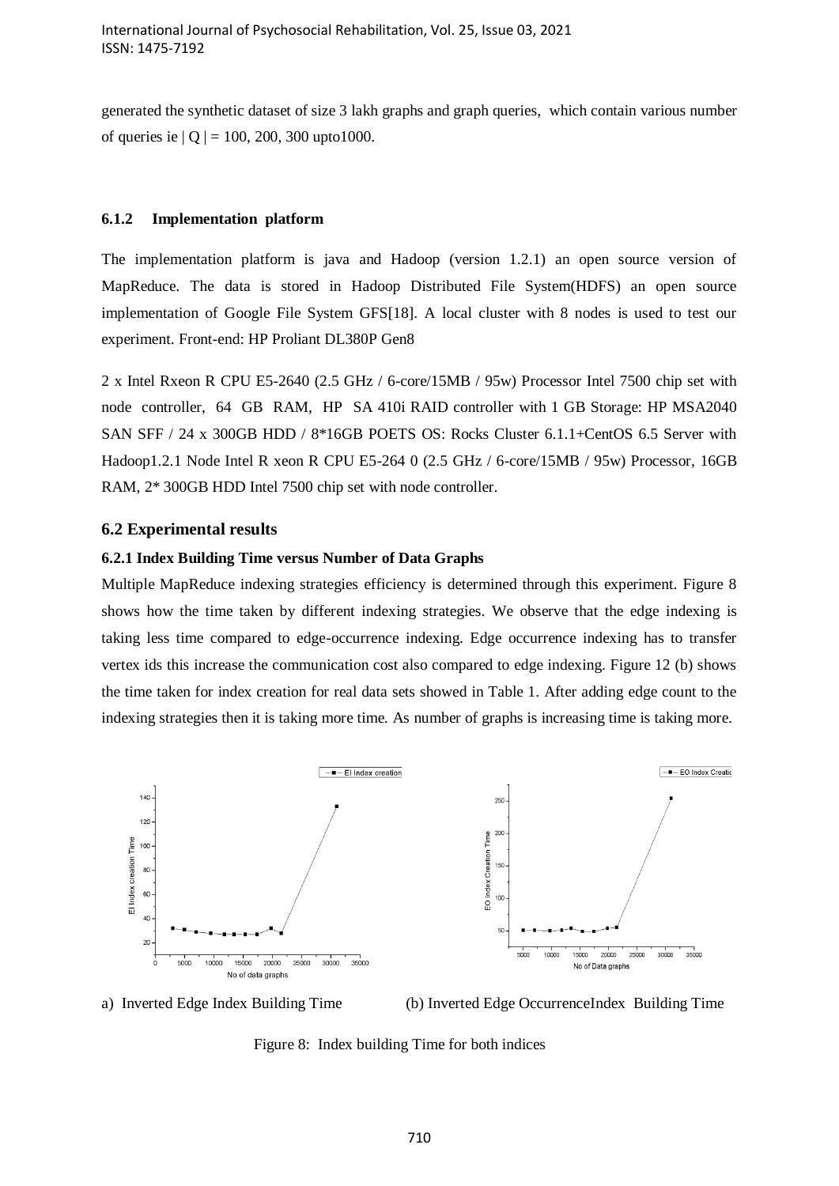generated the synthetic dataset of size 3 lakh graphs and graph queries, which contain various number of queries ie | Q | = 100, 200, 300 upto1000.

#### 6.1.2 Implementation platform

The implementation platform is java and Hadoop (version 1.2.1) an open source version of MapReduce. The data is stored in Hadoop Distributed File System(HDFS) an open source implementation of Google File System GFS[18]. A local cluster with 8 nodes is used to test our experiment. Front-end: HP Proliant DL380P Gen8

2 x Intel Rxeon R CPU E5-2640 (2.5 GHz / 6-core/15MB / 95w) Processor Intel 7500 chip set with node controller, 64 GB RAM, HP SA 410i RAID controller with 1 GB Storage: HP MSA2040 SAN SFF / 24 x 300GB HDD / 8*16GB POETS OS: Rocks Cluster 6.1.1+CentOS 6.5 Server with Hadoop1.2.1 Node Intel R xeon R CPU E5-264 0 (2.5 GHz / 6-core/15MB / 95w) Processor, 16GB RAM, 2* 300GB HDD Intel 7500 chip set with node controller.

### 6.2 Experimental results

#### 6.2.1 Index Building Time versus Number of Data Graphs

Multiple MapReduce indexing strategies efficiency is determined through this experiment. Figure 8 shows how the time taken by different indexing strategies. We observe that the edge indexing is taking less time compared to edge-occurrence indexing. Edge occurrence indexing has to transfer vertex ids this increase the communication cost also compared to edge indexing. Figure 12 (b) shows the time taken for index creation for real data sets showed in Table 1. After adding edge count to the indexing strategies then it is taking more time. As number of graphs is increasing time is taking more.

a) Inverted Edge Index Building Time (b) Inverted Edge OccurrenceIndex Building Time

Figure 8: Index building Time for both indices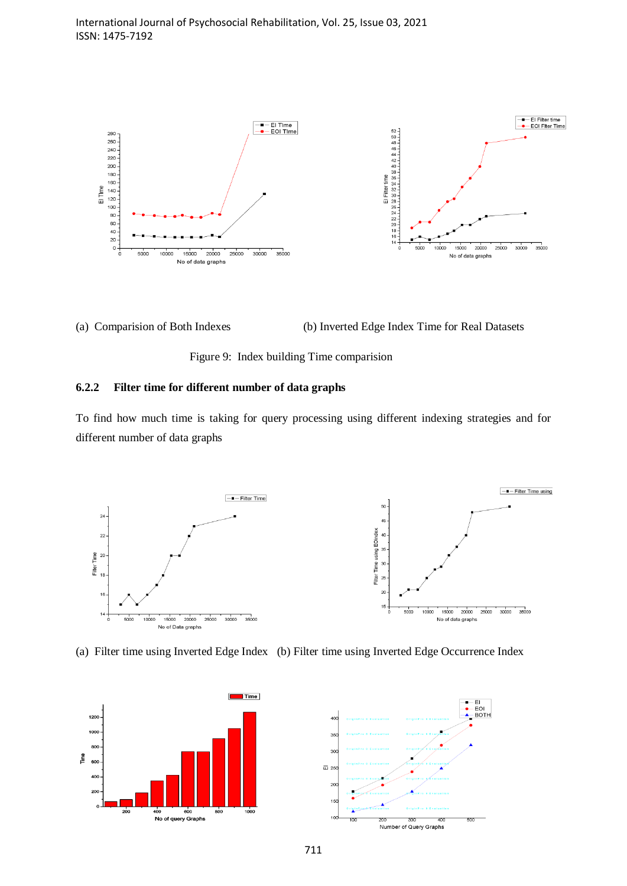(a) Comparision of Both Indexes (b) Inverted Edge Index Time for Real Datasets

Figure 9: Index building Time comparision

### 6.2.2 Filter time for different number of data graphs

To find how much time is taking for query processing using different indexing strategies and for different number of data graphs

(a) Filter time using Inverted Edge Index (b) Filter time using Inverted Edge Occurrence Index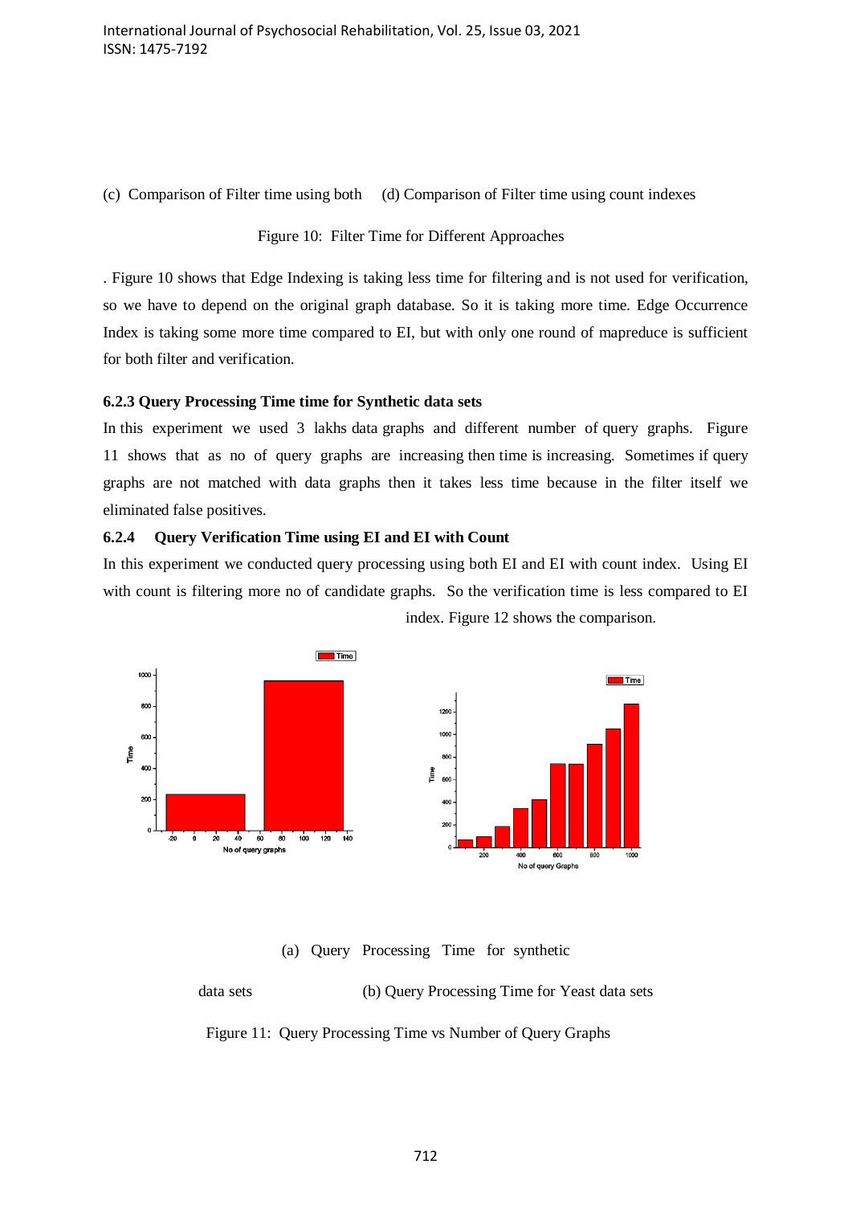(c) Comparison of Filter time using both (d) Comparison of Filter time using count indexes

Figure 10: Filter Time for Different Approaches

. Figure 10 shows that Edge Indexing is taking less time for filtering and is not used for verification, so we have to depend on the original graph database. So it is taking more time. Edge Occurrence Index is taking some more time compared to EI, but with only one round of mapreduce is sufficient for both filter and verification.

### 6.2.3 Query Processing Time time for Synthetic data sets

In this experiment we used 3 lakhs data graphs and different number of query graphs. Figure 11 shows that as no of query graphs are increasing then time is increasing. Sometimes if query graphs are not matched with data graphs then it takes less time because in the filter itself we eliminated false positives.

### 6.2.4 Query Verification Time using EI and EI with Count

In this experiment we conducted query processing using both EI and EI with count index. Using EI with count is filtering more no of candidate graphs. So the verification time is less compared to EI index. Figure 12 shows the comparison.

(a) Query Processing Time for synthetic data sets (b) Query Processing Time for Yeast data sets

Figure 11: Query Processing Time vs Number of Query Graphs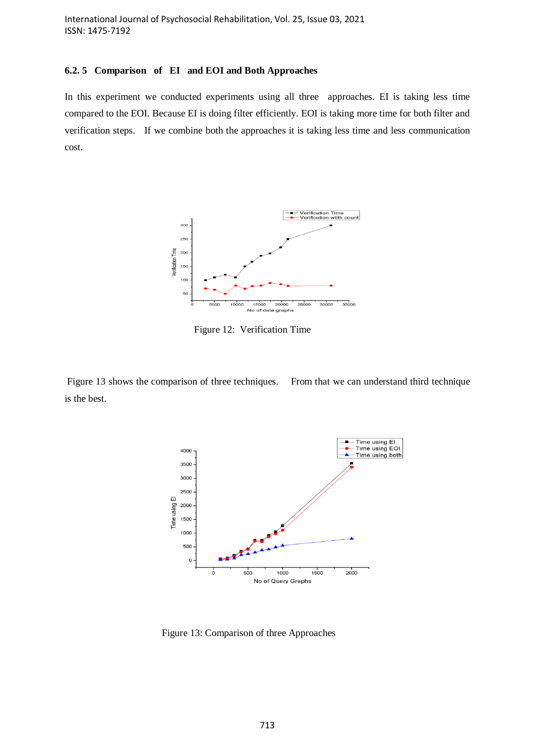### 6.2. 5 Comparison of EI and EOI and Both Approaches

In this experiment we conducted experiments using all three approaches. EI is taking less time compared to the EOI. Because EI is doing filter efficiently. EOI is taking more time for both filter and verification steps. If we combine both the approaches it is taking less time and less communication cost.

Figure 12: Verification Time

Figure 13 shows the comparison of three techniques. From that we can understand third technique is the best.

Figure 13: Comparison of three Approaches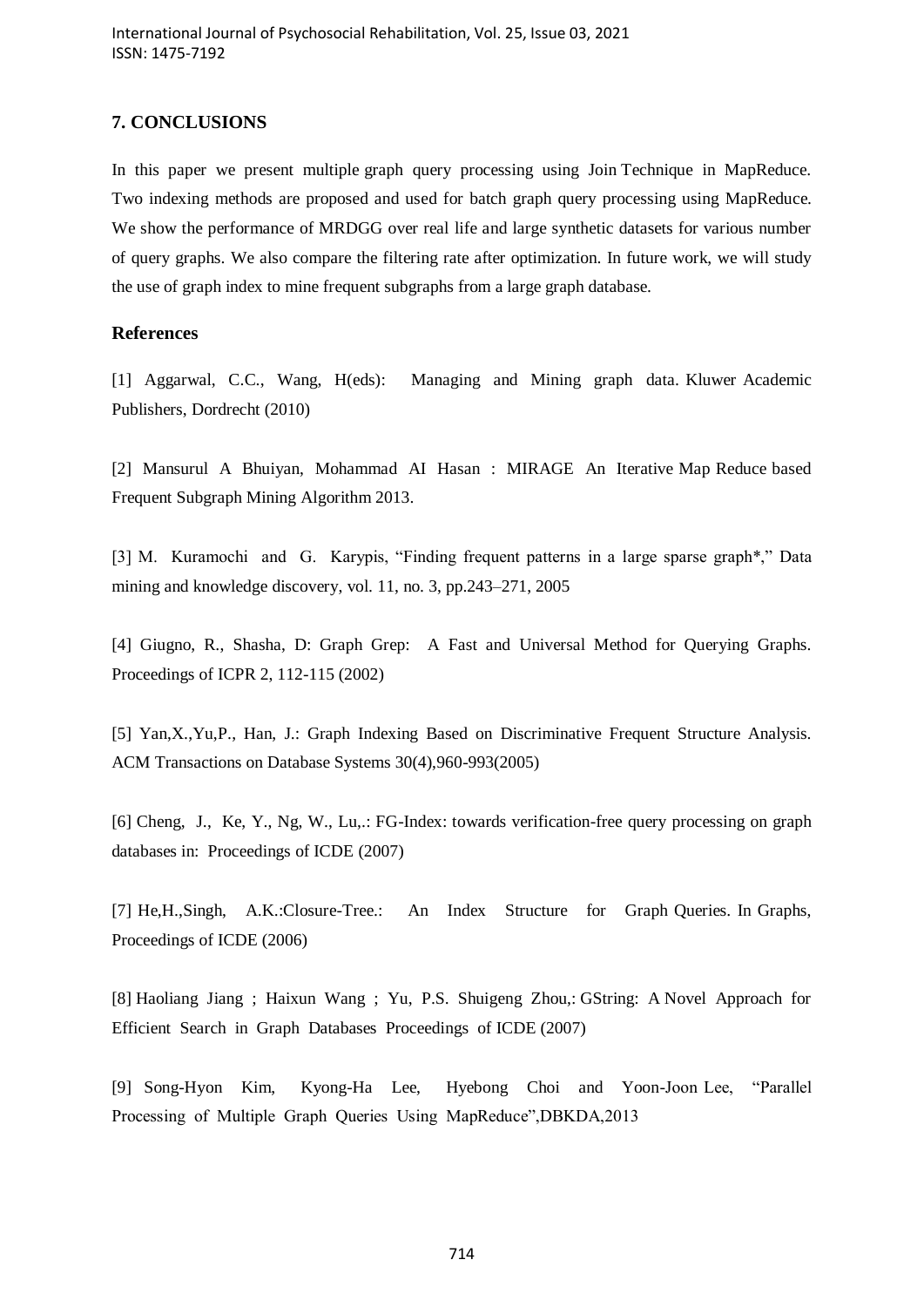## 7. CONCLUSIONS

In this paper we present multiple graph query processing using Join Technique in MapReduce. Two indexing methods are proposed and used for batch graph query processing using MapReduce. We show the performance of MRDGG over real life and large synthetic datasets for various number of query graphs. We also compare the filtering rate after optimization. In future work, we will study the use of graph index to mine frequent subgraphs from a large graph database.

## References

[1] Aggarwal, C.C., Wang, H(eds): Managing and Mining graph data. Kluwer Academic Publishers, Dordrecht (2010)

[2] Mansurul A Bhuiyan, Mohammad AI Hasan : MIRAGE An Iterative Map Reduce based Frequent Subgraph Mining Algorithm 2013.

[3] M. Kuramochi and G. Karypis, "Finding frequent patterns in a large sparse graph*," Data mining and knowledge discovery, vol. 11, no. 3, pp.243–271, 2005

[4] Giugno, R., Shasha, D: Graph Grep: A Fast and Universal Method for Querying Graphs. Proceedings of ICPR 2, 112-115 (2002)

[5] Yan,X.,Yu,P., Han, J.: Graph Indexing Based on Discriminative Frequent Structure Analysis. ACM Transactions on Database Systems 30(4),960-993(2005)

[6] Cheng, J., Ke, Y., Ng, W., Lu,.: FG-Index: towards verification-free query processing on graph databases in: Proceedings of ICDE (2007)

[7] He,H.,Singh, A.K.:Closure-Tree.: An Index Structure for Graph Queries. In Graphs, Proceedings of ICDE (2006)

[8] Haoliang Jiang ; Haixun Wang ; Yu, P.S. Shuigeng Zhou,: GString: A Novel Approach for Efficient Search in Graph Databases Proceedings of ICDE (2007)

[9] Song-Hyon Kim, Kyong-Ha Lee, Hyebong Choi and Yoon-Joon Lee, "Parallel Processing of Multiple Graph Queries Using MapReduce",DBKDA,2013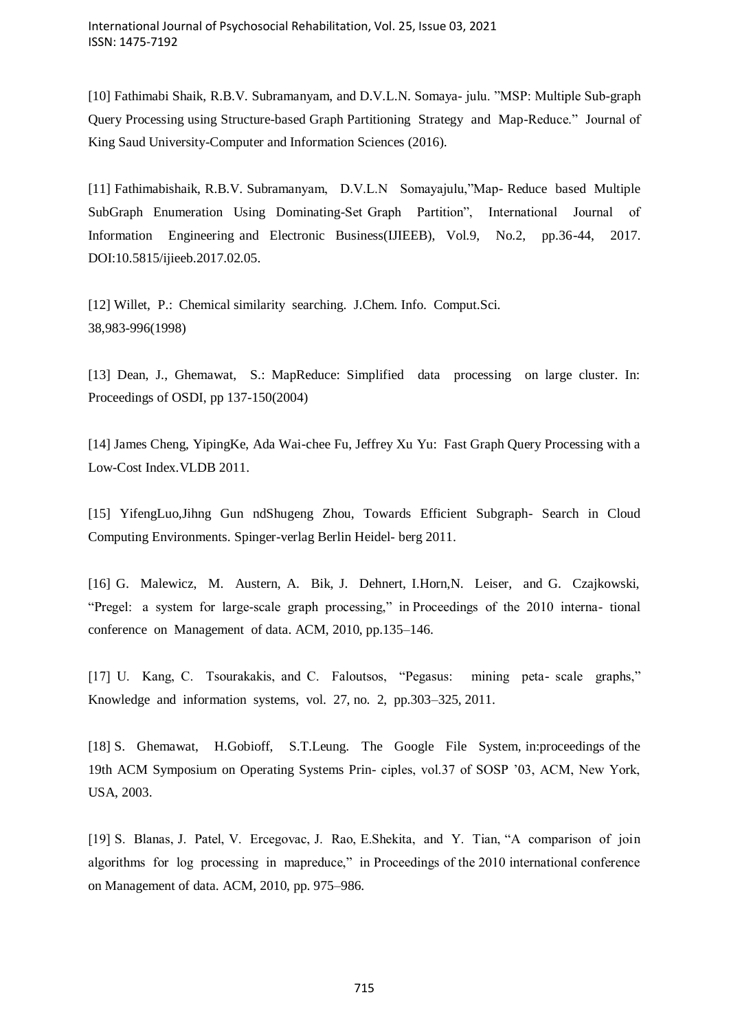[10] Fathimabi Shaik, R.B.V. Subramanyam, and D.V.L.N. Somaya- julu. "MSP: Multiple Sub-graph Query Processing using Structure-based Graph Partitioning Strategy and Map-Reduce." Journal of King Saud University-Computer and Information Sciences (2016).

[11] Fathimabishaik, R.B.V. Subramanyam, D.V.L.N Somayajulu,"Map- Reduce based Multiple SubGraph Enumeration Using Dominating-Set Graph Partition", International Journal of Information Engineering and Electronic Business(IJIEEB), Vol.9, No.2, pp.36-44, 2017. DOI:10.5815/ijieeb.2017.02.05.

[12] Willet, P.: Chemical similarity searching. J.Chem. Info. Comput.Sci. 38,983-996(1998)

[13] Dean, J., Ghemawat, S.: MapReduce: Simplified data processing on large cluster. In: Proceedings of OSDI, pp 137-150(2004)

[14] James Cheng, YipingKe, Ada Wai-chee Fu, Jeffrey Xu Yu: Fast Graph Query Processing with a Low-Cost Index.VLDB 2011.

[15] YifengLuo,Jihng Gun ndShugeng Zhou, Towards Efficient Subgraph- Search in Cloud Computing Environments. Spinger-verlag Berlin Heidel- berg 2011.

[16] G. Malewicz, M. Austern, A. Bik, J. Dehnert, I.Horn,N. Leiser, and G. Czajkowski, "Pregel: a system for large-scale graph processing," in Proceedings of the 2010 interna- tional conference on Management of data. ACM, 2010, pp.135–146.

[17] U. Kang, C. Tsourakakis, and C. Faloutsos, "Pegasus: mining peta- scale graphs," Knowledge and information systems, vol. 27, no. 2, pp.303–325, 2011.

[18] S. Ghemawat, H.Gobioff, S.T.Leung. The Google File System, in:proceedings of the 19th ACM Symposium on Operating Systems Prin- ciples, vol.37 of SOSP '03, ACM, New York, USA, 2003.

[19] S. Blanas, J. Patel, V. Ercegovac, J. Rao, E.Shekita, and Y. Tian, "A comparison of join algorithms for log processing in mapreduce," in Proceedings of the 2010 international conference on Management of data. ACM, 2010, pp. 975–986.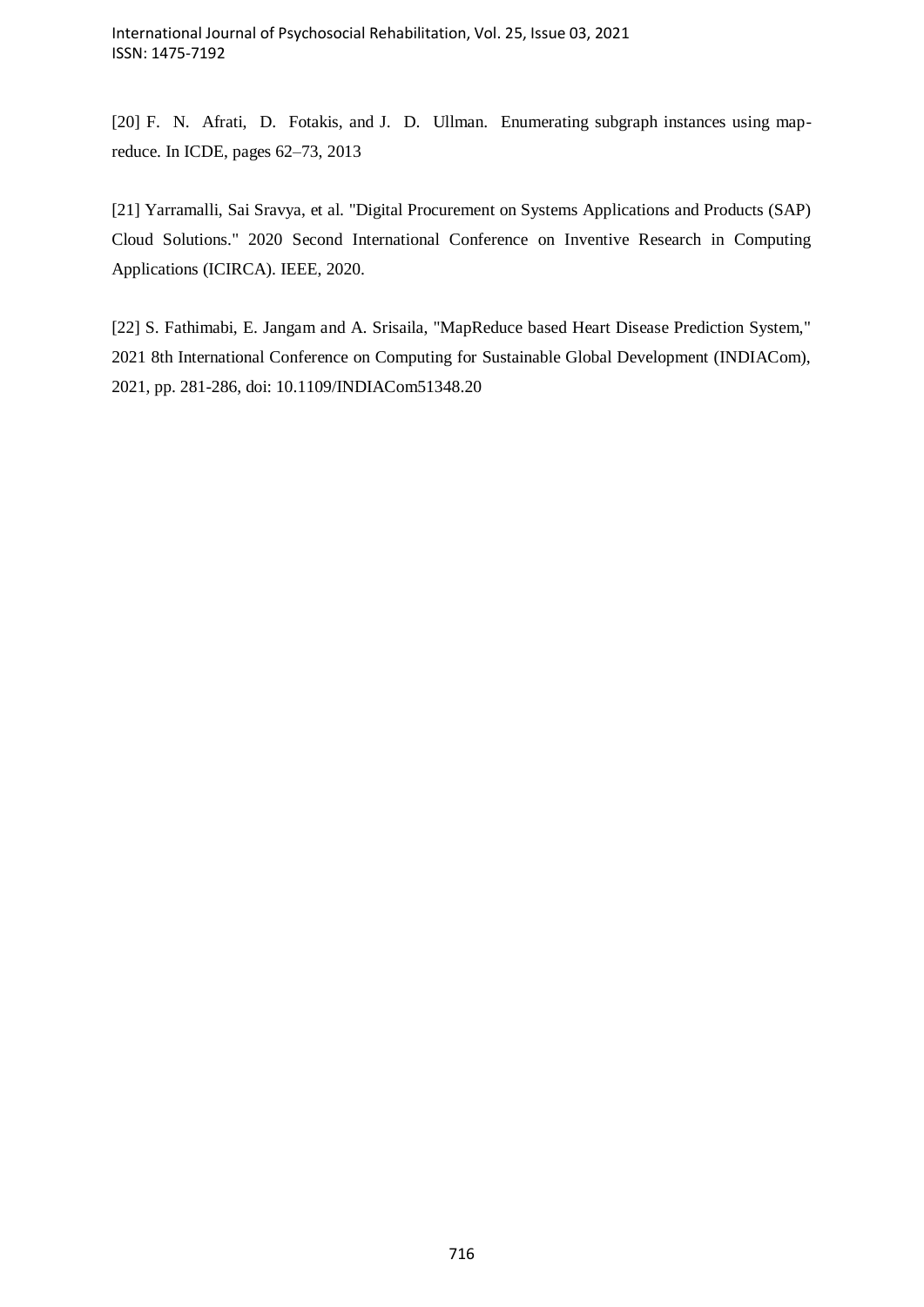[20] F. N. Afrati, D. Fotakis, and J. D. Ullman. Enumerating subgraph instances using map-reduce. In ICDE, pages 62–73, 2013

[21] Yarramalli, Sai Sravya, et al. "Digital Procurement on Systems Applications and Products (SAP) Cloud Solutions." 2020 Second International Conference on Inventive Research in Computing Applications (ICIRCA). IEEE, 2020.

[22] S. Fathimabi, E. Jangam and A. Srisaila, "MapReduce based Heart Disease Prediction System," 2021 8th International Conference on Computing for Sustainable Global Development (INDIACom), 2021, pp. 281-286, doi: 10.1109/INDIACom51348.20